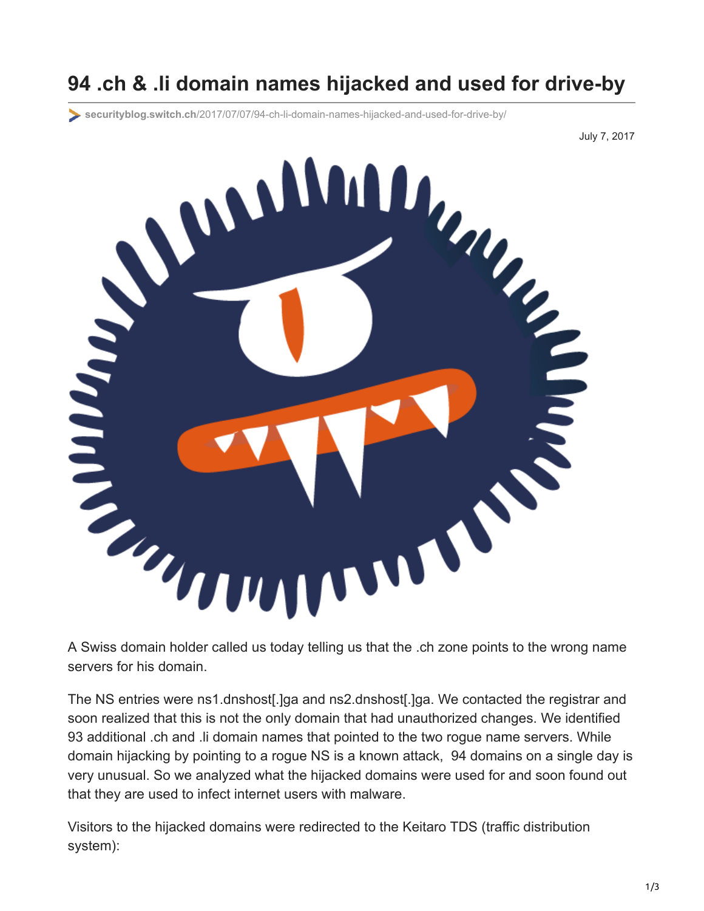# 94 .ch & .li domain names hijacked and used for drive-by

securityblog.switch.ch/2017/07/07/94-ch-li-domain-names-hijacked-and-used-for-drive-by/

July 7, 2017

A Swiss domain holder called us today telling us that the .ch zone points to the wrong name servers for his domain.

The NS entries were ns1.dnshost[.]ga and ns2.dnshost[.]ga. We contacted the registrar and soon realized that this is not the only domain that had unauthorized changes. We identified 93 additional .ch and .li domain names that pointed to the two rogue name servers. While domain hijacking by pointing to a rogue NS is a known attack, 94 domains on a single day is very unusual. So we analyzed what the hijacked domains were used for and soon found out that they are used to infect internet users with malware.

Visitors to the hijacked domains were redirected to the Keitaro TDS (traffic distribution system):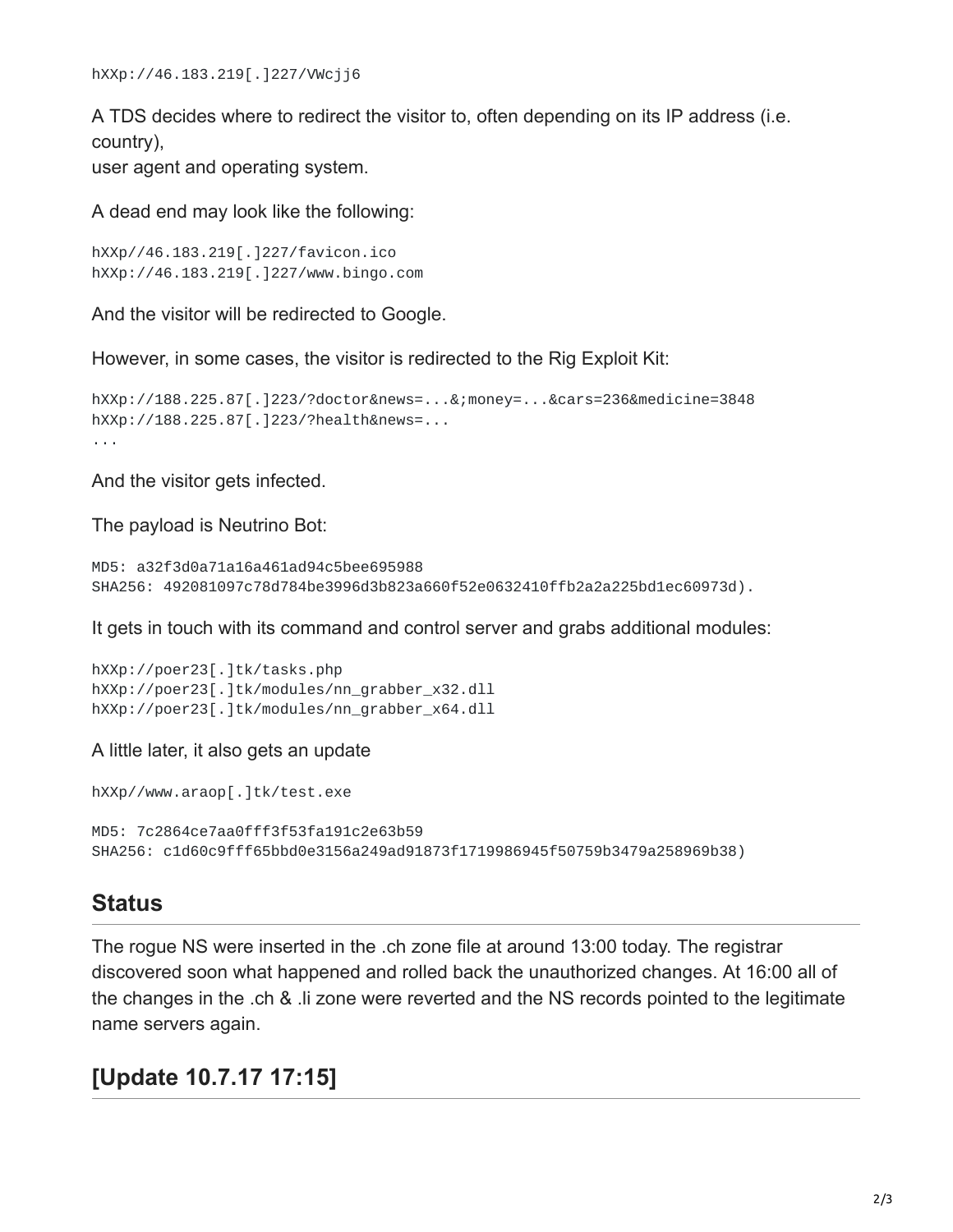```
hXXp://46.183.219[.]227/VWcjj6
```

A TDS decides where to redirect the visitor to, often depending on its IP address (i.e. country),
user agent and operating system.

A dead end may look like the following:

```
hXXp//46.183.219[.]227/favicon.ico
hXXp://46.183.219[.]227/www.bingo.com
```

And the visitor will be redirected to Google.

However, in some cases, the visitor is redirected to the Rig Exploit Kit:

```
hXXp://188.225.87[.]223/?doctor&news=...&;money=...&cars=236&medicine=3848
hXXp://188.225.87[.]223/?health&news=...
...
```

And the visitor gets infected.

The payload is Neutrino Bot:

```
MD5: a32f3d0a71a16a461ad94c5bee695988
SHA256: 492081097c78d784be3996d3b823a660f52e0632410ffb2a2a225bd1ec60973d).
```

It gets in touch with its command and control server and grabs additional modules:

```
hXXp://poer23[.]tk/tasks.php
hXXp://poer23[.]tk/modules/nn_grabber_x32.dll
hXXp://poer23[.]tk/modules/nn_grabber_x64.dll
```

A little later, it also gets an update

```
hXXp//www.araop[.]tk/test.exe

MD5: 7c2864ce7aa0fff3f53fa191c2e63b59
SHA256: c1d60c9fff65bbd0e3156a249ad91873f1719986945f50759b3479a258969b38)
```

## Status

The rogue NS were inserted in the .ch zone file at around 13:00 today. The registrar discovered soon what happened and rolled back the unauthorized changes. At 16:00 all of the changes in the .ch & .li zone were reverted and the NS records pointed to the legitimate name servers again.

## [Update 10.7.17 17:15]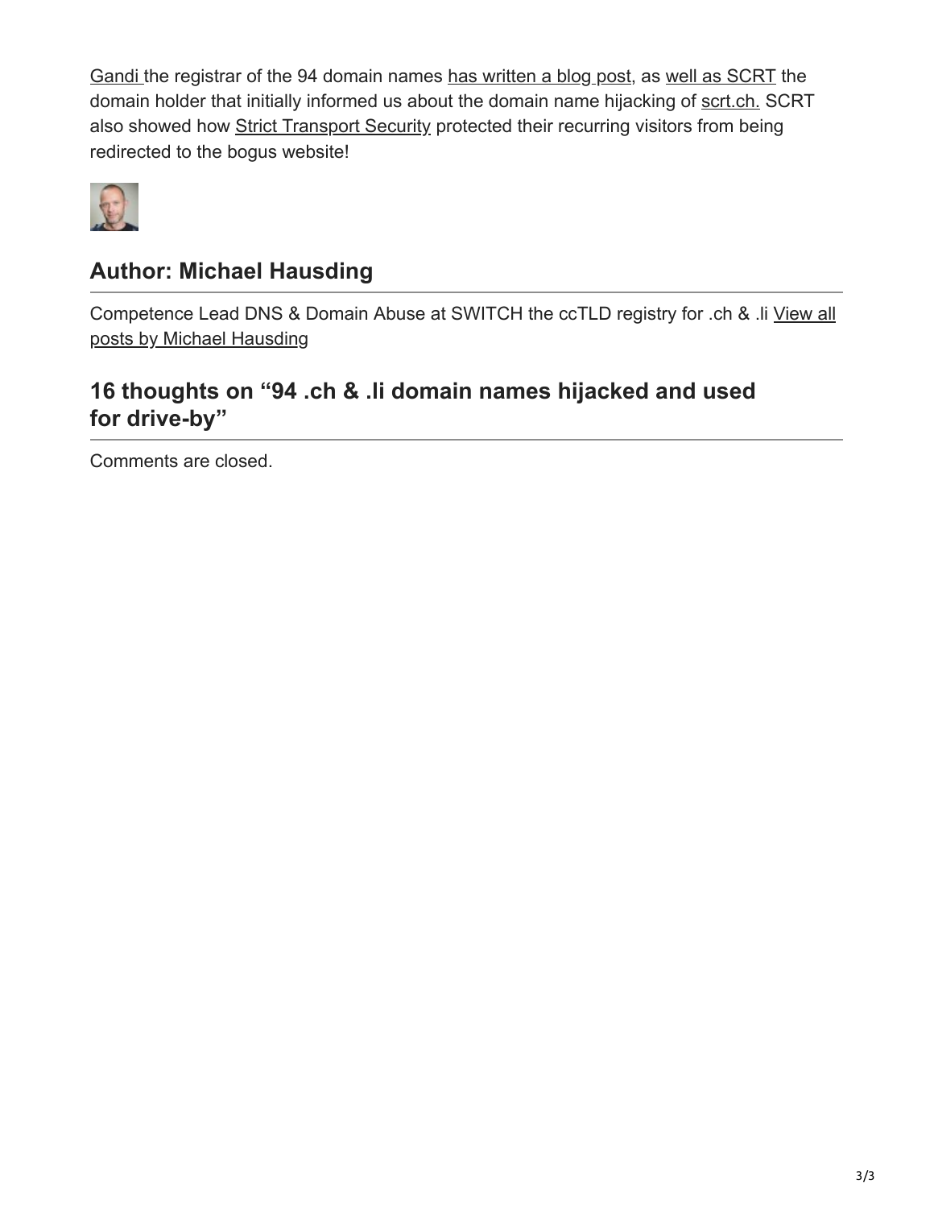Gandi the registrar of the 94 domain names has written a blog post, as well as SCRT the domain holder that initially informed us about the domain name hijacking of scrt.ch. SCRT also showed how Strict Transport Security protected their recurring visitors from being redirected to the bogus website!

## Author: Michael Hausding

Competence Lead DNS & Domain Abuse at SWITCH the ccTLD registry for .ch & .li View all posts by Michael Hausding

## 16 thoughts on "94 .ch & .li domain names hijacked and used for drive-by"

Comments are closed.